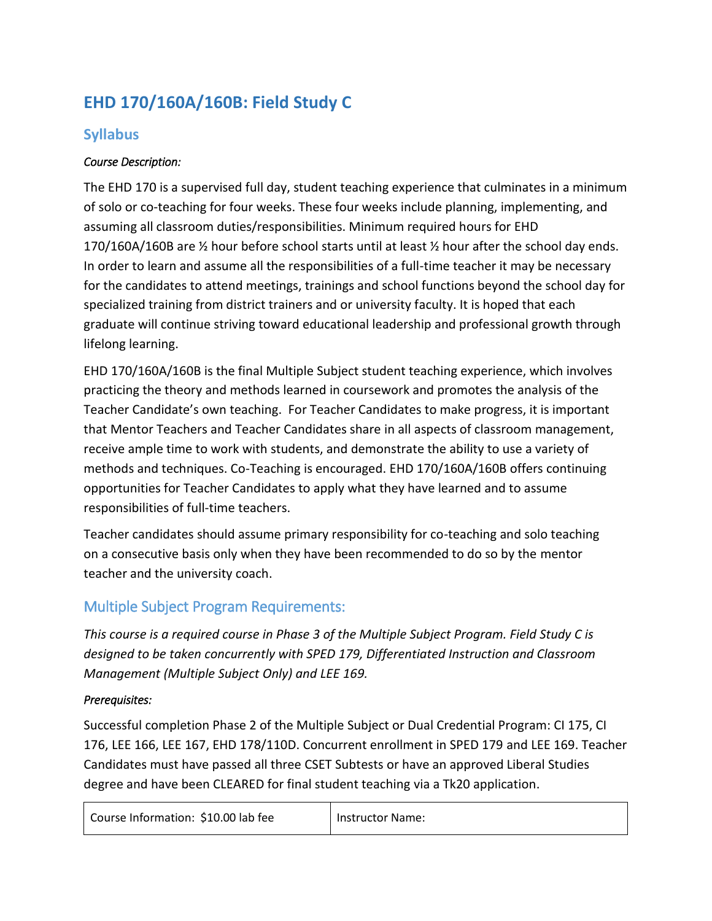# EHD 170/160A/160B: Field Study C

## Syllabus

*Course Description:*

The EHD 170 is a supervised full day, student teaching experience that culminates in a minimum of solo or co-teaching for four weeks. These four weeks include planning, implementing, and assuming all classroom duties/responsibilities. Minimum required hours for EHD 170/160A/160B are ½ hour before school starts until at least ½ hour after the school day ends. In order to learn and assume all the responsibilities of a full-time teacher it may be necessary for the candidates to attend meetings, trainings and school functions beyond the school day for specialized training from district trainers and or university faculty. It is hoped that each graduate will continue striving toward educational leadership and professional growth through lifelong learning.

EHD 170/160A/160B is the final Multiple Subject student teaching experience, which involves practicing the theory and methods learned in coursework and promotes the analysis of the Teacher Candidate's own teaching. For Teacher Candidates to make progress, it is important that Mentor Teachers and Teacher Candidates share in all aspects of classroom management, receive ample time to work with students, and demonstrate the ability to use a variety of methods and techniques. Co-Teaching is encouraged. EHD 170/160A/160B offers continuing opportunities for Teacher Candidates to apply what they have learned and to assume responsibilities of full-time teachers.

Teacher candidates should assume primary responsibility for co-teaching and solo teaching on a consecutive basis only when they have been recommended to do so by the mentor teacher and the university coach.

## Multiple Subject Program Requirements:

*This course is a required course in Phase 3 of the Multiple Subject Program. Field Study C is designed to be taken concurrently with SPED 179, Differentiated Instruction and Classroom Management (Multiple Subject Only) and LEE 169.*

*Prerequisites:*

Successful completion Phase 2 of the Multiple Subject or Dual Credential Program: CI 175, CI 176, LEE 166, LEE 167, EHD 178/110D. Concurrent enrollment in SPED 179 and LEE 169. Teacher Candidates must have passed all three CSET Subtests or have an approved Liberal Studies degree and have been CLEARED for final student teaching via a Tk20 application.

| Course Information: $10.00 lab fee | Instructor Name: |
|---|---|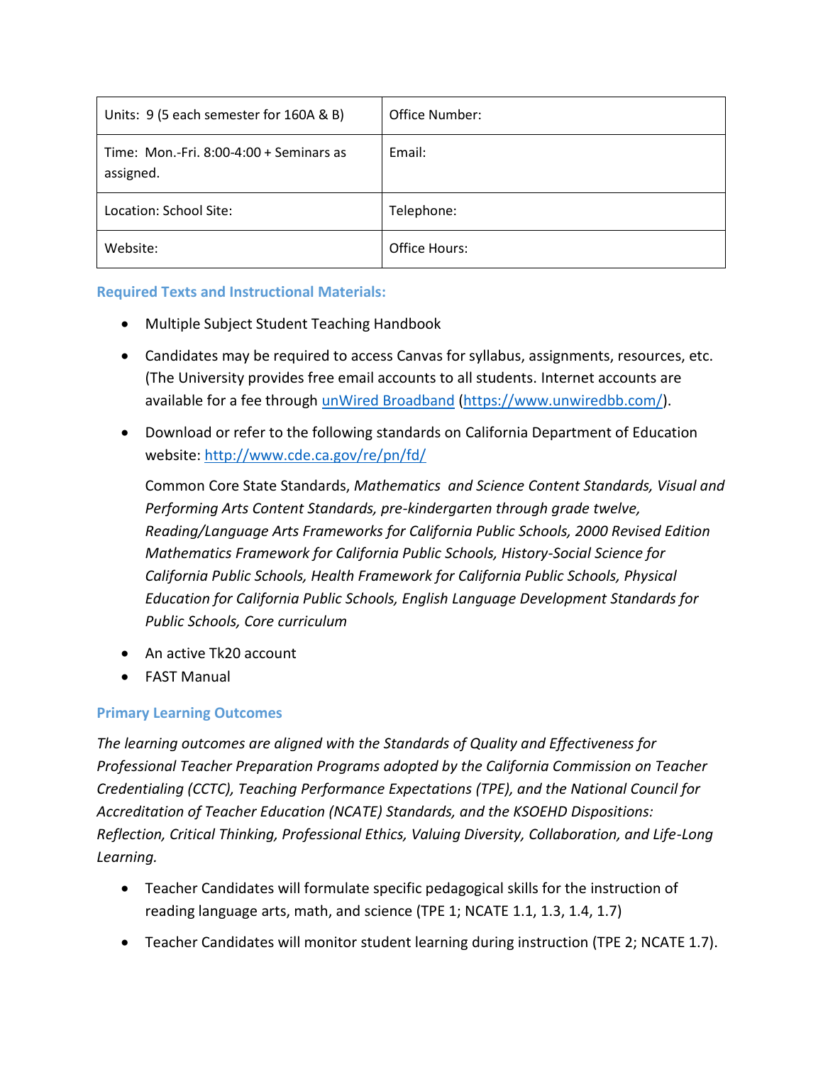| Units: 9 (5 each semester for 160A & B) | Office Number: |
|---|---|
| Time: Mon.-Fri. 8:00-4:00 + Seminars as assigned. | Email: |
| Location: School Site: | Telephone: |
| Website: | Office Hours: |

### Required Texts and Instructional Materials:

- Multiple Subject Student Teaching Handbook
- Candidates may be required to access Canvas for syllabus, assignments, resources, etc. (The University provides free email accounts to all students. Internet accounts are available for a fee through [unWired Broadband](https://www.unwiredbb.com/) (https://www.unwiredbb.com/).
- Download or refer to the following standards on California Department of Education website: http://www.cde.ca.gov/re/pn/fd/

  Common Core State Standards, *Mathematics and Science Content Standards, Visual and Performing Arts Content Standards, pre-kindergarten through grade twelve, Reading/Language Arts Frameworks for California Public Schools, 2000 Revised Edition Mathematics Framework for California Public Schools, History-Social Science for California Public Schools, Health Framework for California Public Schools, Physical Education for California Public Schools, English Language Development Standards for Public Schools, Core curriculum*
- An active Tk20 account
- FAST Manual

### Primary Learning Outcomes

*The learning outcomes are aligned with the Standards of Quality and Effectiveness for Professional Teacher Preparation Programs adopted by the California Commission on Teacher Credentialing (CCTC), Teaching Performance Expectations (TPE), and the National Council for Accreditation of Teacher Education (NCATE) Standards, and the KSOEHD Dispositions: Reflection, Critical Thinking, Professional Ethics, Valuing Diversity, Collaboration, and Life-Long Learning.*

- Teacher Candidates will formulate specific pedagogical skills for the instruction of reading language arts, math, and science (TPE 1; NCATE 1.1, 1.3, 1.4, 1.7)
- Teacher Candidates will monitor student learning during instruction (TPE 2; NCATE 1.7).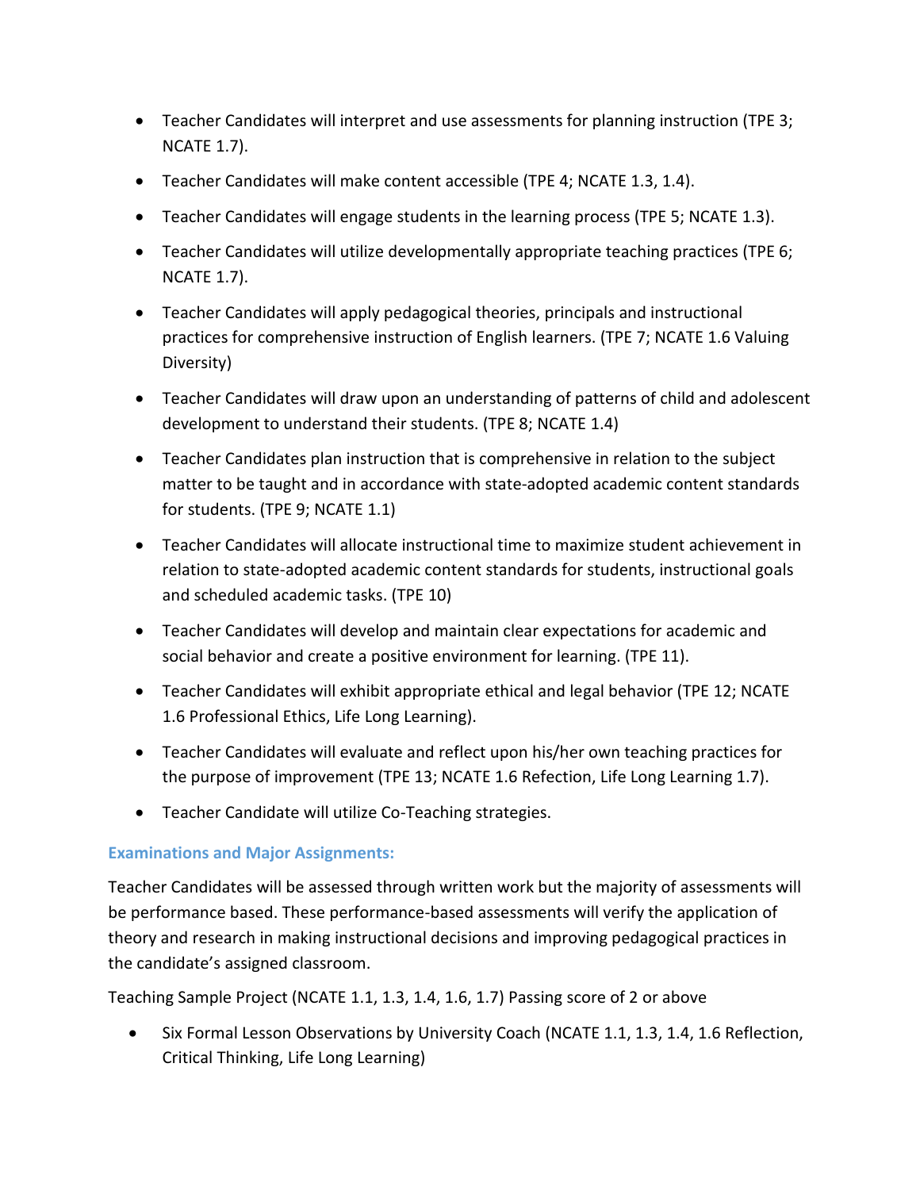- Teacher Candidates will interpret and use assessments for planning instruction (TPE 3; NCATE 1.7).
- Teacher Candidates will make content accessible (TPE 4; NCATE 1.3, 1.4).
- Teacher Candidates will engage students in the learning process (TPE 5; NCATE 1.3).
- Teacher Candidates will utilize developmentally appropriate teaching practices (TPE 6; NCATE 1.7).
- Teacher Candidates will apply pedagogical theories, principals and instructional practices for comprehensive instruction of English learners. (TPE 7; NCATE 1.6 Valuing Diversity)
- Teacher Candidates will draw upon an understanding of patterns of child and adolescent development to understand their students. (TPE 8; NCATE 1.4)
- Teacher Candidates plan instruction that is comprehensive in relation to the subject matter to be taught and in accordance with state-adopted academic content standards for students. (TPE 9; NCATE 1.1)
- Teacher Candidates will allocate instructional time to maximize student achievement in relation to state-adopted academic content standards for students, instructional goals and scheduled academic tasks. (TPE 10)
- Teacher Candidates will develop and maintain clear expectations for academic and social behavior and create a positive environment for learning. (TPE 11).
- Teacher Candidates will exhibit appropriate ethical and legal behavior (TPE 12; NCATE 1.6 Professional Ethics, Life Long Learning).
- Teacher Candidates will evaluate and reflect upon his/her own teaching practices for the purpose of improvement (TPE 13; NCATE 1.6 Refection, Life Long Learning 1.7).
- Teacher Candidate will utilize Co-Teaching strategies.

### Examinations and Major Assignments:

Teacher Candidates will be assessed through written work but the majority of assessments will be performance based. These performance-based assessments will verify the application of theory and research in making instructional decisions and improving pedagogical practices in the candidate's assigned classroom.

Teaching Sample Project (NCATE 1.1, 1.3, 1.4, 1.6, 1.7) Passing score of 2 or above

- Six Formal Lesson Observations by University Coach (NCATE 1.1, 1.3, 1.4, 1.6 Reflection, Critical Thinking, Life Long Learning)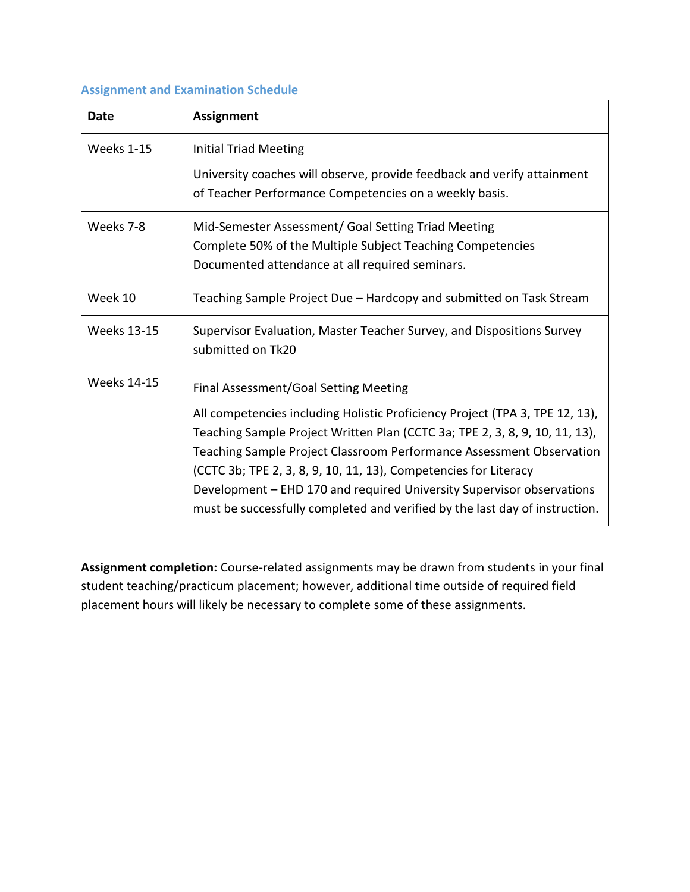### Assignment and Examination Schedule

| Date | Assignment |
|---|---|
| Weeks 1-15 | Initial Triad Meeting<br>University coaches will observe, provide feedback and verify attainment of Teacher Performance Competencies on a weekly basis. |
| Weeks 7-8 | Mid-Semester Assessment/ Goal Setting Triad Meeting<br>Complete 50% of the Multiple Subject Teaching Competencies<br>Documented attendance at all required seminars. |
| Week 10 | Teaching Sample Project Due – Hardcopy and submitted on Task Stream |
| Weeks 13-15<br><br>Weeks 14-15 | Supervisor Evaluation, Master Teacher Survey, and Dispositions Survey submitted on Tk20<br><br>Final Assessment/Goal Setting Meeting<br>All competencies including Holistic Proficiency Project (TPA 3, TPE 12, 13), Teaching Sample Project Written Plan (CCTC 3a; TPE 2, 3, 8, 9, 10, 11, 13), Teaching Sample Project Classroom Performance Assessment Observation (CCTC 3b; TPE 2, 3, 8, 9, 10, 11, 13), Competencies for Literacy Development – EHD 170 and required University Supervisor observations must be successfully completed and verified by the last day of instruction. |

**Assignment completion:** Course-related assignments may be drawn from students in your final student teaching/practicum placement; however, additional time outside of required field placement hours will likely be necessary to complete some of these assignments.